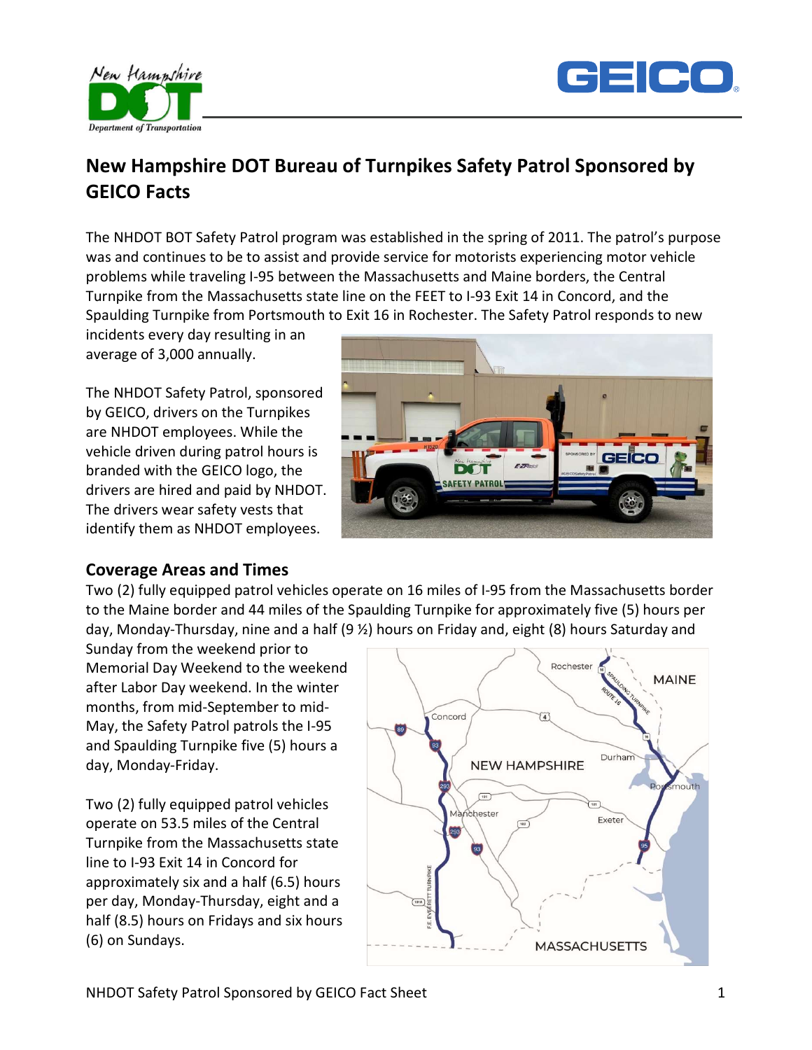# New Hampshire DOT Bureau of Turnpikes Safety Patrol Sponsored by GEICO Facts

The NHDOT BOT Safety Patrol program was established in the spring of 2011. The patrol's purpose was and continues to be to assist and provide service for motorists experiencing motor vehicle problems while traveling I-95 between the Massachusetts and Maine borders, the Central Turnpike from the Massachusetts state line on the FEET to I-93 Exit 14 in Concord, and the Spaulding Turnpike from Portsmouth to Exit 16 in Rochester. The Safety Patrol responds to new incidents every day resulting in an average of 3,000 annually.

The NHDOT Safety Patrol, sponsored by GEICO, drivers on the Turnpikes are NHDOT employees. While the vehicle driven during patrol hours is branded with the GEICO logo, the drivers are hired and paid by NHDOT. The drivers wear safety vests that identify them as NHDOT employees.

## Coverage Areas and Times

Two (2) fully equipped patrol vehicles operate on 16 miles of I-95 from the Massachusetts border to the Maine border and 44 miles of the Spaulding Turnpike for approximately five (5) hours per day, Monday-Thursday, nine and a half (9 ½) hours on Friday and, eight (8) hours Saturday and Sunday from the weekend prior to Memorial Day Weekend to the weekend after Labor Day weekend. In the winter months, from mid-September to mid-May, the Safety Patrol patrols the I-95 and Spaulding Turnpike five (5) hours a day, Monday-Friday.

Two (2) fully equipped patrol vehicles operate on 53.5 miles of the Central Turnpike from the Massachusetts state line to I-93 Exit 14 in Concord for approximately six and a half (6.5) hours per day, Monday-Thursday, eight and a half (8.5) hours on Fridays and six hours (6) on Sundays.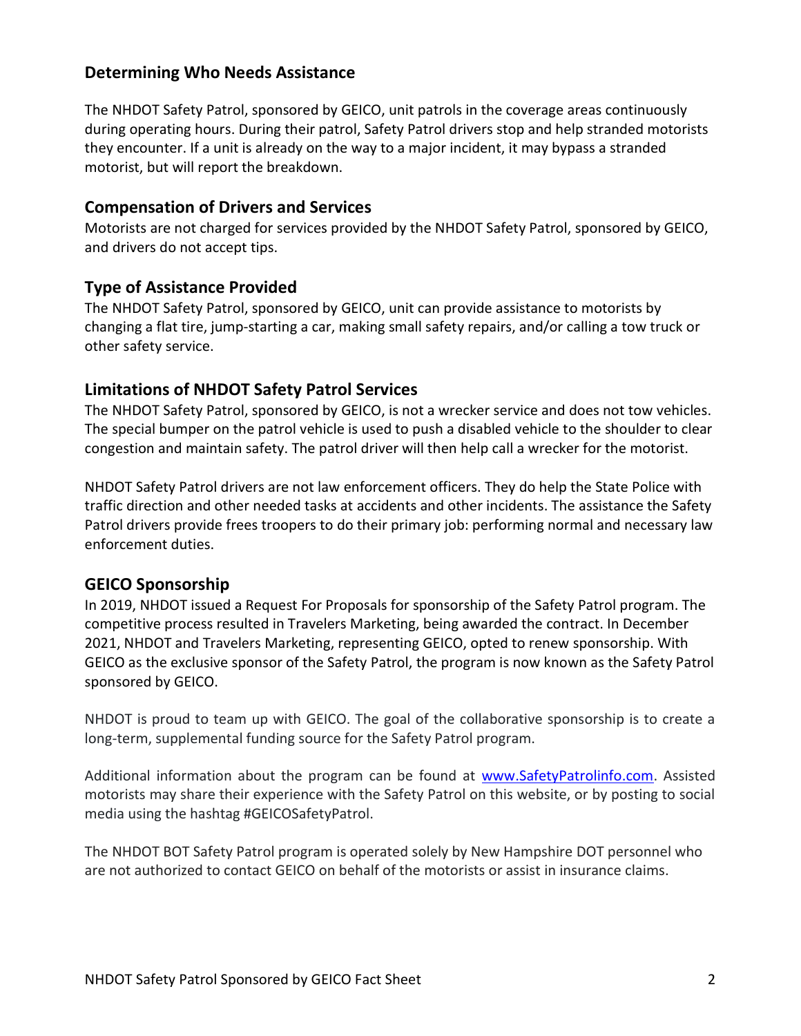## Determining Who Needs Assistance

The NHDOT Safety Patrol, sponsored by GEICO, unit patrols in the coverage areas continuously during operating hours. During their patrol, Safety Patrol drivers stop and help stranded motorists they encounter. If a unit is already on the way to a major incident, it may bypass a stranded motorist, but will report the breakdown.

## Compensation of Drivers and Services

Motorists are not charged for services provided by the NHDOT Safety Patrol, sponsored by GEICO, and drivers do not accept tips.

## Type of Assistance Provided

The NHDOT Safety Patrol, sponsored by GEICO, unit can provide assistance to motorists by changing a flat tire, jump-starting a car, making small safety repairs, and/or calling a tow truck or other safety service.

## Limitations of NHDOT Safety Patrol Services

The NHDOT Safety Patrol, sponsored by GEICO, is not a wrecker service and does not tow vehicles. The special bumper on the patrol vehicle is used to push a disabled vehicle to the shoulder to clear congestion and maintain safety. The patrol driver will then help call a wrecker for the motorist.

NHDOT Safety Patrol drivers are not law enforcement officers. They do help the State Police with traffic direction and other needed tasks at accidents and other incidents. The assistance the Safety Patrol drivers provide frees troopers to do their primary job: performing normal and necessary law enforcement duties.

## GEICO Sponsorship

In 2019, NHDOT issued a Request For Proposals for sponsorship of the Safety Patrol program. The competitive process resulted in Travelers Marketing, being awarded the contract. In December 2021, NHDOT and Travelers Marketing, representing GEICO, opted to renew sponsorship. With GEICO as the exclusive sponsor of the Safety Patrol, the program is now known as the Safety Patrol sponsored by GEICO.

NHDOT is proud to team up with GEICO. The goal of the collaborative sponsorship is to create a long-term, supplemental funding source for the Safety Patrol program.

Additional information about the program can be found at [www.SafetyPatrolinfo.com](http://www.SafetyPatrolinfo.com). Assisted motorists may share their experience with the Safety Patrol on this website, or by posting to social media using the hashtag #GEICOSafetyPatrol.

The NHDOT BOT Safety Patrol program is operated solely by New Hampshire DOT personnel who are not authorized to contact GEICO on behalf of the motorists or assist in insurance claims.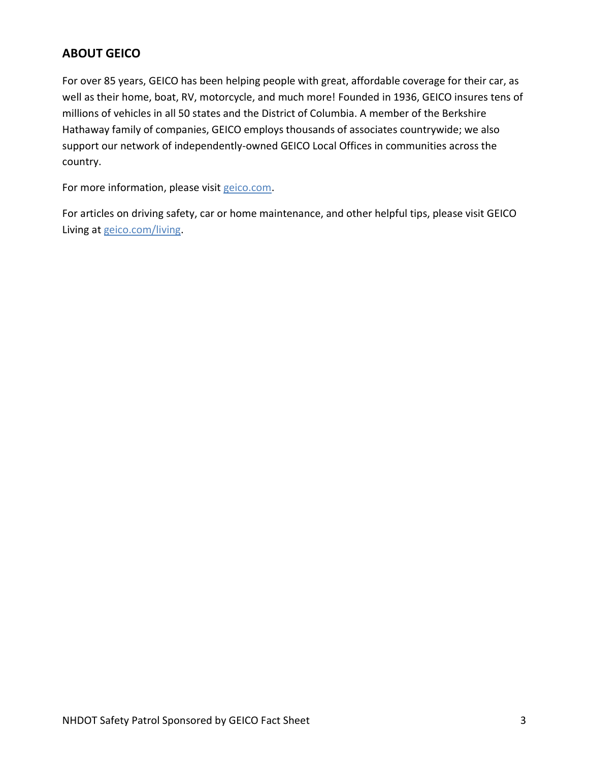## ABOUT GEICO

For over 85 years, GEICO has been helping people with great, affordable coverage for their car, as well as their home, boat, RV, motorcycle, and much more! Founded in 1936, GEICO insures tens of millions of vehicles in all 50 states and the District of Columbia. A member of the Berkshire Hathaway family of companies, GEICO employs thousands of associates countrywide; we also support our network of independently-owned GEICO Local Offices in communities across the country.

For more information, please visit [geico.com](https://www.geico.com).

For articles on driving safety, car or home maintenance, and other helpful tips, please visit GEICO Living at [geico.com/living](https://www.geico.com/living).